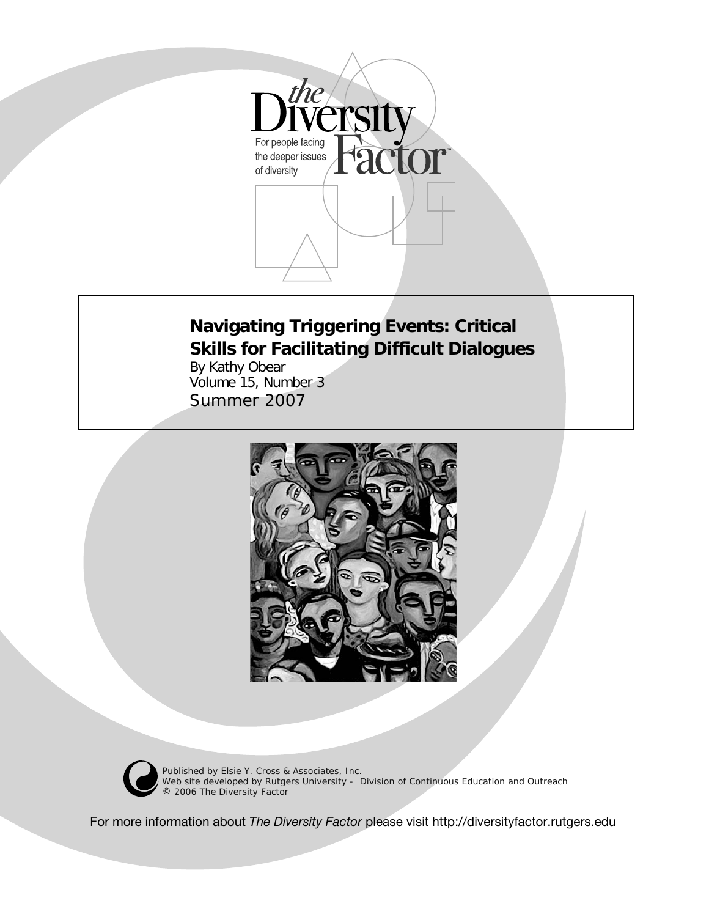the Diversity Factor

For people facing the deeper issues of diversity

# Navigating Triggering Events: Critical Skills for Facilitating Difficult Dialogues

By Kathy Obear
Volume 15, Number 3
Summer 2007

Published by Elsie Y. Cross & Associates, Inc.
Web site developed by Rutgers University - Division of Continuous Education and Outreach
© 2006 The Diversity Factor

For more information about *The Diversity Factor* please visit http://diversityfactor.rutgers.edu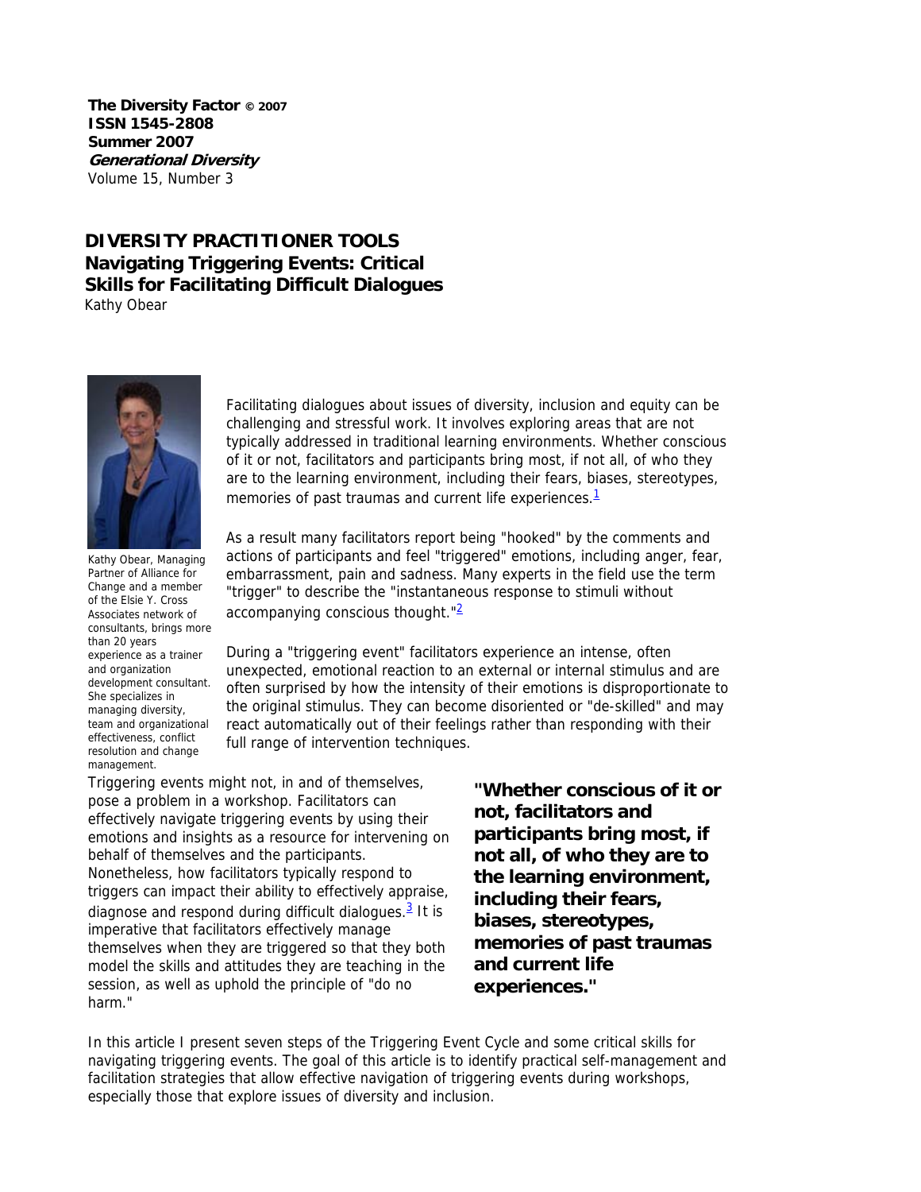**The Diversity Factor © 2007**
**ISSN 1545-2808**
**Summer 2007**
***Generational Diversity***
Volume 15, Number 3

## DIVERSITY PRACTITIONER TOOLS
## Navigating Triggering Events: Critical Skills for Facilitating Difficult Dialogues

Kathy Obear

Kathy Obear, Managing Partner of Alliance for Change and a member of the Elsie Y. Cross Associates network of consultants, brings more than 20 years experience as a trainer and organization development consultant. She specializes in managing diversity, team and organizational effectiveness, conflict resolution and change management.

Facilitating dialogues about issues of diversity, inclusion and equity can be challenging and stressful work. It involves exploring areas that are not typically addressed in traditional learning environments. Whether conscious of it or not, facilitators and participants bring most, if not all, of who they are to the learning environment, including their fears, biases, stereotypes, memories of past traumas and current life experiences.[1]

As a result many facilitators report being "hooked" by the comments and actions of participants and feel "triggered" emotions, including anger, fear, embarrassment, pain and sadness. Many experts in the field use the term "trigger" to describe the "instantaneous response to stimuli without accompanying conscious thought."[2]

During a "triggering event" facilitators experience an intense, often unexpected, emotional reaction to an external or internal stimulus and are often surprised by how the intensity of their emotions is disproportionate to the original stimulus. They can become disoriented or "de-skilled" and may react automatically out of their feelings rather than responding with their full range of intervention techniques.

Triggering events might not, in and of themselves, pose a problem in a workshop. Facilitators can effectively navigate triggering events by using their emotions and insights as a resource for intervening on behalf of themselves and the participants. Nonetheless, how facilitators typically respond to triggers can impact their ability to effectively appraise, diagnose and respond during difficult dialogues.[3] It is imperative that facilitators effectively manage themselves when they are triggered so that they both model the skills and attitudes they are teaching in the session, as well as uphold the principle of "do no harm."

**"Whether conscious of it or not, facilitators and participants bring most, if not all, of who they are to the learning environment, including their fears, biases, stereotypes, memories of past traumas and current life experiences."**

In this article I present seven steps of the Triggering Event Cycle and some critical skills for navigating triggering events. The goal of this article is to identify practical self-management and facilitation strategies that allow effective navigation of triggering events during workshops, especially those that explore issues of diversity and inclusion.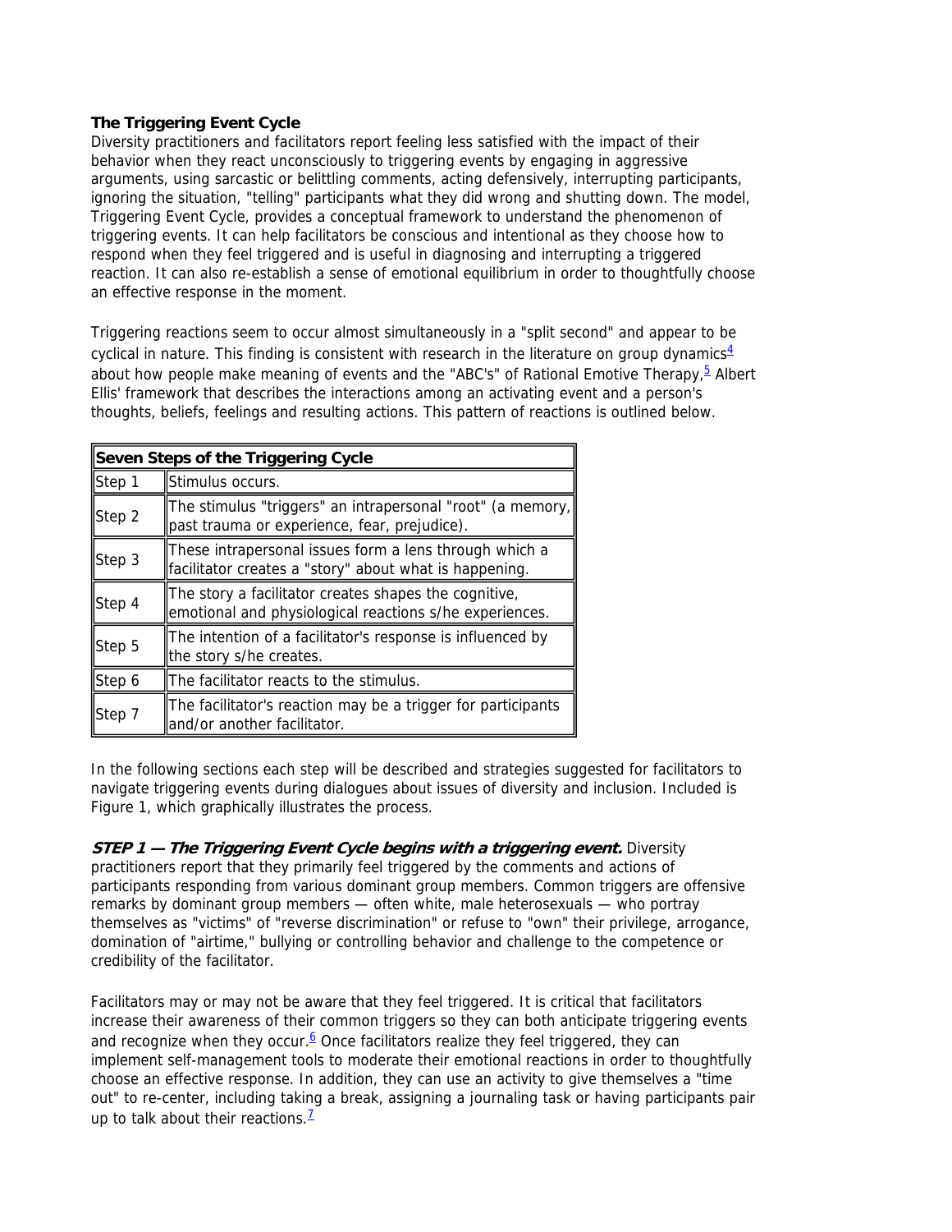**The Triggering Event Cycle**

Diversity practitioners and facilitators report feeling less satisfied with the impact of their behavior when they react unconsciously to triggering events by engaging in aggressive arguments, using sarcastic or belittling comments, acting defensively, interrupting participants, ignoring the situation, "telling" participants what they did wrong and shutting down. The model, Triggering Event Cycle, provides a conceptual framework to understand the phenomenon of triggering events. It can help facilitators be conscious and intentional as they choose how to respond when they feel triggered and is useful in diagnosing and interrupting a triggered reaction. It can also re-establish a sense of emotional equilibrium in order to thoughtfully choose an effective response in the moment.

Triggering reactions seem to occur almost simultaneously in a "split second" and appear to be cyclical in nature. This finding is consistent with research in the literature on group dynamics[4] about how people make meaning of events and the "ABC's" of Rational Emotive Therapy,[5] Albert Ellis' framework that describes the interactions among an activating event and a person's thoughts, beliefs, feelings and resulting actions. This pattern of reactions is outlined below.

| Seven Steps of the Triggering Cycle | |
|---|---|
| Step 1 | Stimulus occurs. |
| Step 2 | The stimulus "triggers" an intrapersonal "root" (a memory, past trauma or experience, fear, prejudice). |
| Step 3 | These intrapersonal issues form a lens through which a facilitator creates a "story" about what is happening. |
| Step 4 | The story a facilitator creates shapes the cognitive, emotional and physiological reactions s/he experiences. |
| Step 5 | The intention of a facilitator's response is influenced by the story s/he creates. |
| Step 6 | The facilitator reacts to the stimulus. |
| Step 7 | The facilitator's reaction may be a trigger for participants and/or another facilitator. |

In the following sections each step will be described and strategies suggested for facilitators to navigate triggering events during dialogues about issues of diversity and inclusion. Included is Figure 1, which graphically illustrates the process.

***STEP 1 — The Triggering Event Cycle begins with a triggering event.*** Diversity practitioners report that they primarily feel triggered by the comments and actions of participants responding from various dominant group members. Common triggers are offensive remarks by dominant group members — often white, male heterosexuals — who portray themselves as "victims" of "reverse discrimination" or refuse to "own" their privilege, arrogance, domination of "airtime," bullying or controlling behavior and challenge to the competence or credibility of the facilitator.

Facilitators may or may not be aware that they feel triggered. It is critical that facilitators increase their awareness of their common triggers so they can both anticipate triggering events and recognize when they occur.[6] Once facilitators realize they feel triggered, they can implement self-management tools to moderate their emotional reactions in order to thoughtfully choose an effective response. In addition, they can use an activity to give themselves a "time out" to re-center, including taking a break, assigning a journaling task or having participants pair up to talk about their reactions.[7]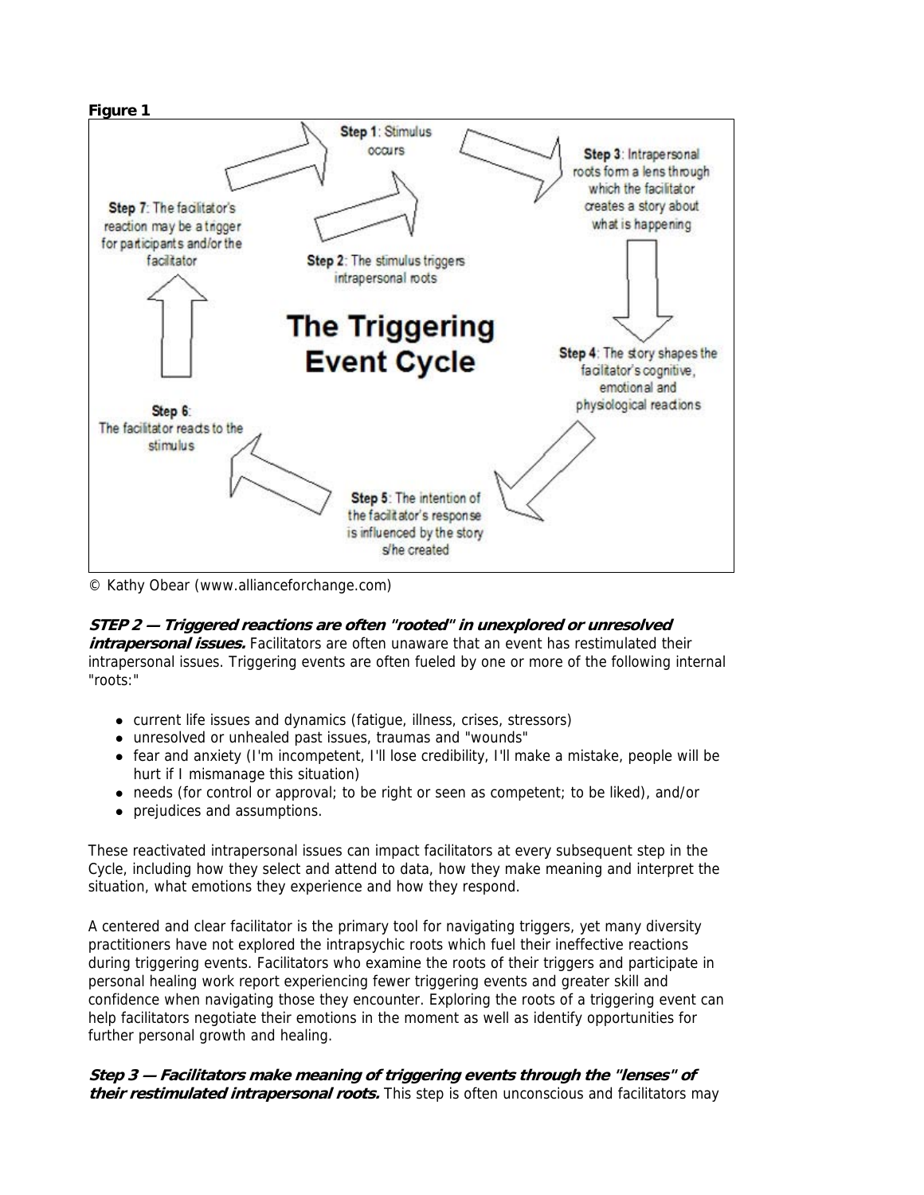**Figure 1**

**Step 1**: Stimulus occurs

**Step 2**: The stimulus triggers intrapersonal roots

**Step 3**: Intrapersonal roots form a lens through which the facilitator creates a story about what is happening

**Step 4**: The story shapes the facilitator's cognitive, emotional and physiological reactions

**Step 5**: The intention of the facilitator's response is influenced by the story s/he created

**Step 6**: The facilitator reacts to the stimulus

**Step 7**: The facilitator's reaction may be a trigger for participants and/or the facilitator

**The Triggering Event Cycle**

© Kathy Obear (www.allianceforchange.com)

***STEP 2 — Triggered reactions are often "rooted" in unexplored or unresolved intrapersonal issues.*** Facilitators are often unaware that an event has restimulated their intrapersonal issues. Triggering events are often fueled by one or more of the following internal "roots:"

- current life issues and dynamics (fatigue, illness, crises, stressors)
- unresolved or unhealed past issues, traumas and "wounds"
- fear and anxiety (I'm incompetent, I'll lose credibility, I'll make a mistake, people will be hurt if I mismanage this situation)
- needs (for control or approval; to be right or seen as competent; to be liked), and/or
- prejudices and assumptions.

These reactivated intrapersonal issues can impact facilitators at every subsequent step in the Cycle, including how they select and attend to data, how they make meaning and interpret the situation, what emotions they experience and how they respond.

A centered and clear facilitator is the primary tool for navigating triggers, yet many diversity practitioners have not explored the intrapsychic roots which fuel their ineffective reactions during triggering events. Facilitators who examine the roots of their triggers and participate in personal healing work report experiencing fewer triggering events and greater skill and confidence when navigating those they encounter. Exploring the roots of a triggering event can help facilitators negotiate their emotions in the moment as well as identify opportunities for further personal growth and healing.

***Step 3 — Facilitators make meaning of triggering events through the "lenses" of their restimulated intrapersonal roots.*** This step is often unconscious and facilitators may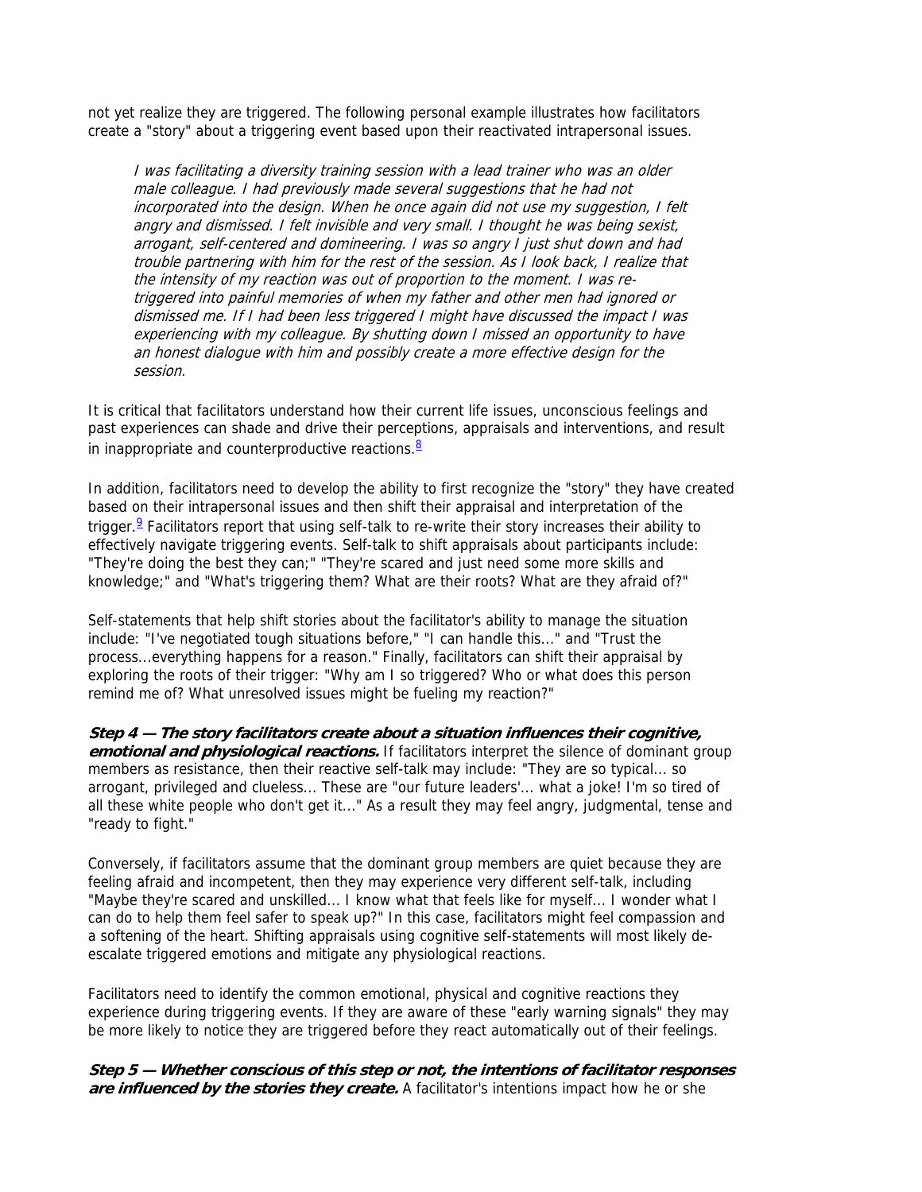not yet realize they are triggered. The following personal example illustrates how facilitators create a "story" about a triggering event based upon their reactivated intrapersonal issues.

> *I was facilitating a diversity training session with a lead trainer who was an older male colleague. I had previously made several suggestions that he had not incorporated into the design. When he once again did not use my suggestion, I felt angry and dismissed. I felt invisible and very small. I thought he was being sexist, arrogant, self-centered and domineering. I was so angry I just shut down and had trouble partnering with him for the rest of the session. As I look back, I realize that the intensity of my reaction was out of proportion to the moment. I was re-triggered into painful memories of when my father and other men had ignored or dismissed me. If I had been less triggered I might have discussed the impact I was experiencing with my colleague. By shutting down I missed an opportunity to have an honest dialogue with him and possibly create a more effective design for the session.*

It is critical that facilitators understand how their current life issues, unconscious feelings and past experiences can shade and drive their perceptions, appraisals and interventions, and result in inappropriate and counterproductive reactions.[8]

In addition, facilitators need to develop the ability to first recognize the "story" they have created based on their intrapersonal issues and then shift their appraisal and interpretation of the trigger.[9] Facilitators report that using self-talk to re-write their story increases their ability to effectively navigate triggering events. Self-talk to shift appraisals about participants include: "They're doing the best they can;" "They're scared and just need some more skills and knowledge;" and "What's triggering them? What are their roots? What are they afraid of?"

Self-statements that help shift stories about the facilitator's ability to manage the situation include: "I've negotiated tough situations before," "I can handle this..." and "Trust the process...everything happens for a reason." Finally, facilitators can shift their appraisal by exploring the roots of their trigger: "Why am I so triggered? Who or what does this person remind me of? What unresolved issues might be fueling my reaction?"

***Step 4 — The story facilitators create about a situation influences their cognitive, emotional and physiological reactions.*** If facilitators interpret the silence of dominant group members as resistance, then their reactive self-talk may include: "They are so typical... so arrogant, privileged and clueless... These are "our future leaders'... what a joke! I'm so tired of all these white people who don't get it..." As a result they may feel angry, judgmental, tense and "ready to fight."

Conversely, if facilitators assume that the dominant group members are quiet because they are feeling afraid and incompetent, then they may experience very different self-talk, including "Maybe they're scared and unskilled... I know what that feels like for myself... I wonder what I can do to help them feel safer to speak up?" In this case, facilitators might feel compassion and a softening of the heart. Shifting appraisals using cognitive self-statements will most likely de-escalate triggered emotions and mitigate any physiological reactions.

Facilitators need to identify the common emotional, physical and cognitive reactions they experience during triggering events. If they are aware of these "early warning signals" they may be more likely to notice they are triggered before they react automatically out of their feelings.

***Step 5 — Whether conscious of this step or not, the intentions of facilitator responses are influenced by the stories they create.*** A facilitator's intentions impact how he or she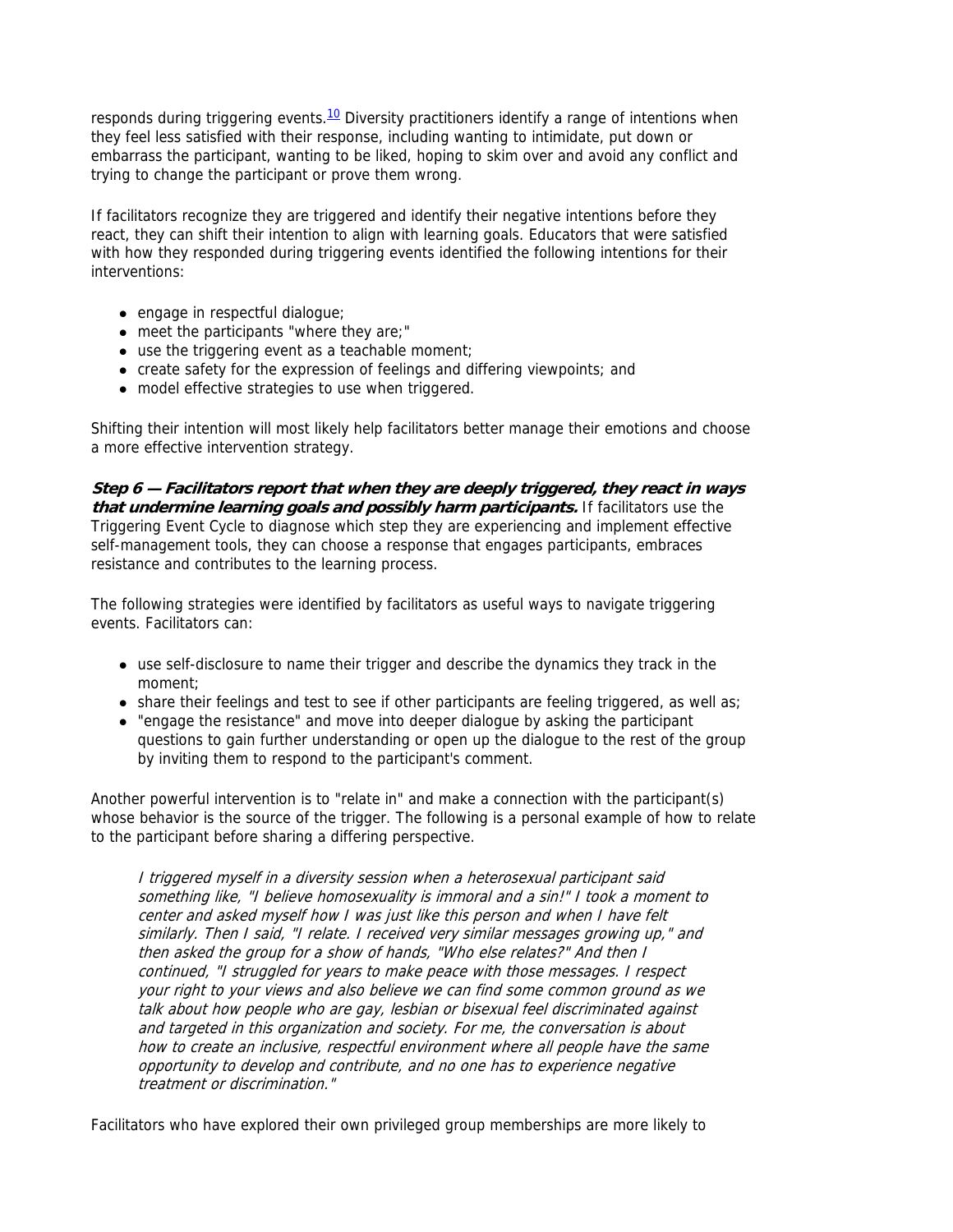responds during triggering events.[10] Diversity practitioners identify a range of intentions when they feel less satisfied with their response, including wanting to intimidate, put down or embarrass the participant, wanting to be liked, hoping to skim over and avoid any conflict and trying to change the participant or prove them wrong.

If facilitators recognize they are triggered and identify their negative intentions before they react, they can shift their intention to align with learning goals. Educators that were satisfied with how they responded during triggering events identified the following intentions for their interventions:

- engage in respectful dialogue;
- meet the participants "where they are;"
- use the triggering event as a teachable moment;
- create safety for the expression of feelings and differing viewpoints; and
- model effective strategies to use when triggered.

Shifting their intention will most likely help facilitators better manage their emotions and choose a more effective intervention strategy.

***Step 6 — Facilitators report that when they are deeply triggered, they react in ways that undermine learning goals and possibly harm participants.*** If facilitators use the Triggering Event Cycle to diagnose which step they are experiencing and implement effective self-management tools, they can choose a response that engages participants, embraces resistance and contributes to the learning process.

The following strategies were identified by facilitators as useful ways to navigate triggering events. Facilitators can:

- use self-disclosure to name their trigger and describe the dynamics they track in the moment;
- share their feelings and test to see if other participants are feeling triggered, as well as;
- "engage the resistance" and move into deeper dialogue by asking the participant questions to gain further understanding or open up the dialogue to the rest of the group by inviting them to respond to the participant's comment.

Another powerful intervention is to "relate in" and make a connection with the participant(s) whose behavior is the source of the trigger. The following is a personal example of how to relate to the participant before sharing a differing perspective.

> *I triggered myself in a diversity session when a heterosexual participant said something like, "I believe homosexuality is immoral and a sin!" I took a moment to center and asked myself how I was just like this person and when I have felt similarly. Then I said, "I relate. I received very similar messages growing up," and then asked the group for a show of hands, "Who else relates?" And then I continued, "I struggled for years to make peace with those messages. I respect your right to your views and also believe we can find some common ground as we talk about how people who are gay, lesbian or bisexual feel discriminated against and targeted in this organization and society. For me, the conversation is about how to create an inclusive, respectful environment where all people have the same opportunity to develop and contribute, and no one has to experience negative treatment or discrimination."*

Facilitators who have explored their own privileged group memberships are more likely to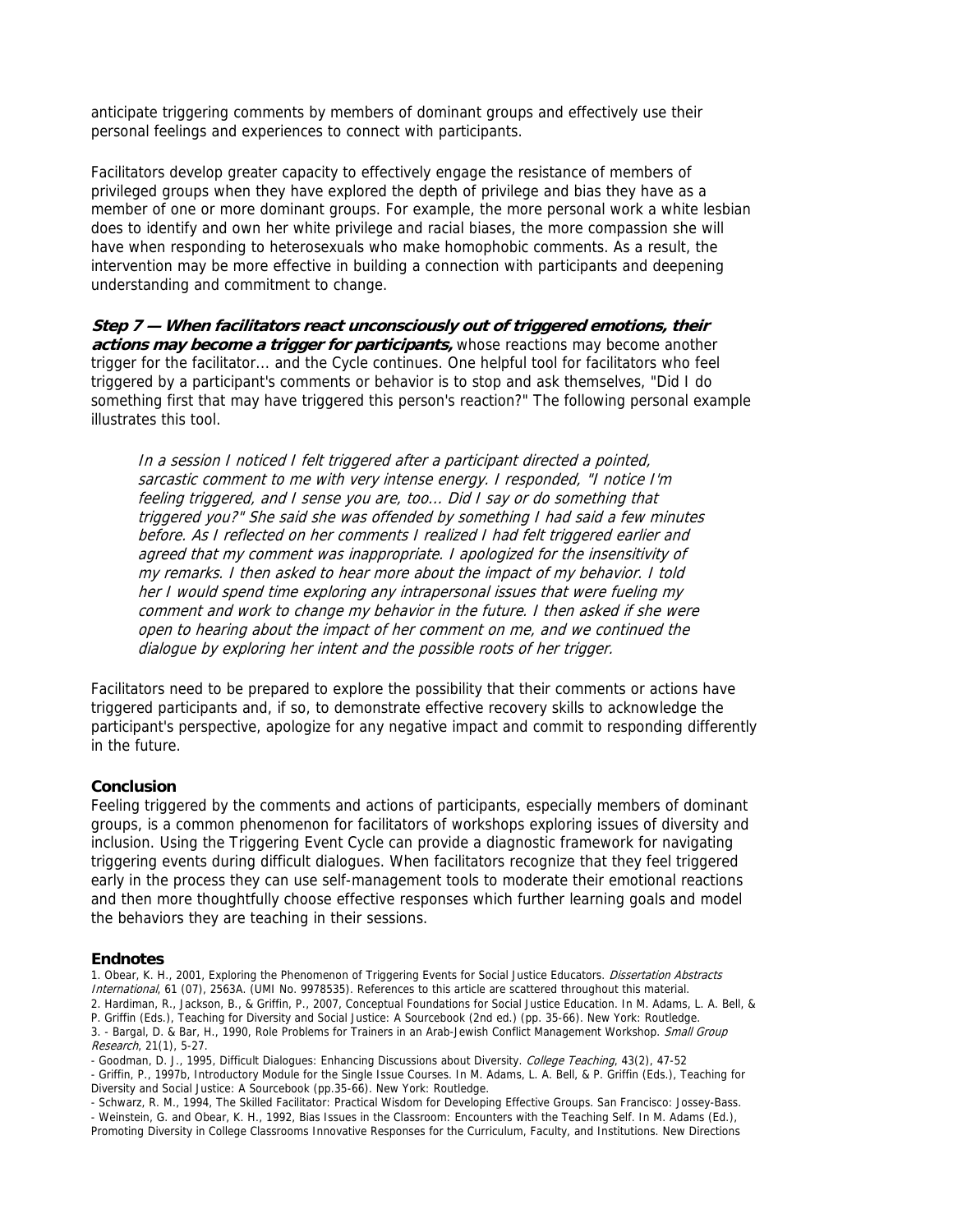anticipate triggering comments by members of dominant groups and effectively use their personal feelings and experiences to connect with participants.

Facilitators develop greater capacity to effectively engage the resistance of members of privileged groups when they have explored the depth of privilege and bias they have as a member of one or more dominant groups. For example, the more personal work a white lesbian does to identify and own her white privilege and racial biases, the more compassion she will have when responding to heterosexuals who make homophobic comments. As a result, the intervention may be more effective in building a connection with participants and deepening understanding and commitment to change.

***Step 7 — When facilitators react unconsciously out of triggered emotions, their actions may become a trigger for participants,*** whose reactions may become another trigger for the facilitator... and the Cycle continues. One helpful tool for facilitators who feel triggered by a participant's comments or behavior is to stop and ask themselves, "Did I do something first that may have triggered this person's reaction?" The following personal example illustrates this tool.

> *In a session I noticed I felt triggered after a participant directed a pointed, sarcastic comment to me with very intense energy. I responded, "I notice I'm feeling triggered, and I sense you are, too... Did I say or do something that triggered you?" She said she was offended by something I had said a few minutes before. As I reflected on her comments I realized I had felt triggered earlier and agreed that my comment was inappropriate. I apologized for the insensitivity of my remarks. I then asked to hear more about the impact of my behavior. I told her I would spend time exploring any intrapersonal issues that were fueling my comment and work to change my behavior in the future. I then asked if she were open to hearing about the impact of her comment on me, and we continued the dialogue by exploring her intent and the possible roots of her trigger.*

Facilitators need to be prepared to explore the possibility that their comments or actions have triggered participants and, if so, to demonstrate effective recovery skills to acknowledge the participant's perspective, apologize for any negative impact and commit to responding differently in the future.

### Conclusion

Feeling triggered by the comments and actions of participants, especially members of dominant groups, is a common phenomenon for facilitators of workshops exploring issues of diversity and inclusion. Using the Triggering Event Cycle can provide a diagnostic framework for navigating triggering events during difficult dialogues. When facilitators recognize that they feel triggered early in the process they can use self-management tools to moderate their emotional reactions and then more thoughtfully choose effective responses which further learning goals and model the behaviors they are teaching in their sessions.

### Endnotes

1. Obear, K. H., 2001, Exploring the Phenomenon of Triggering Events for Social Justice Educators. *Dissertation Abstracts International*, 61 (07), 2563A. (UMI No. 9978535). References to this article are scattered throughout this material.
2. Hardiman, R., Jackson, B., & Griffin, P., 2007, Conceptual Foundations for Social Justice Education. In M. Adams, L. A. Bell, & P. Griffin (Eds.), Teaching for Diversity and Social Justice: A Sourcebook (2nd ed.) (pp. 35-66). New York: Routledge.
3. - Bargal, D. & Bar, H., 1990, Role Problems for Trainers in an Arab-Jewish Conflict Management Workshop. *Small Group Research*, 21(1), 5-27.

- Goodman, D. J., 1995, Difficult Dialogues: Enhancing Discussions about Diversity. *College Teaching*, 43(2), 47-52
- Griffin, P., 1997b, Introductory Module for the Single Issue Courses. In M. Adams, L. A. Bell, & P. Griffin (Eds.), Teaching for Diversity and Social Justice: A Sourcebook (pp.35-66). New York: Routledge.
- Schwarz, R. M., 1994, The Skilled Facilitator: Practical Wisdom for Developing Effective Groups. San Francisco: Jossey-Bass.
- Weinstein, G. and Obear, K. H., 1992, Bias Issues in the Classroom: Encounters with the Teaching Self. In M. Adams (Ed.), Promoting Diversity in College Classrooms Innovative Responses for the Curriculum, Faculty, and Institutions. New Directions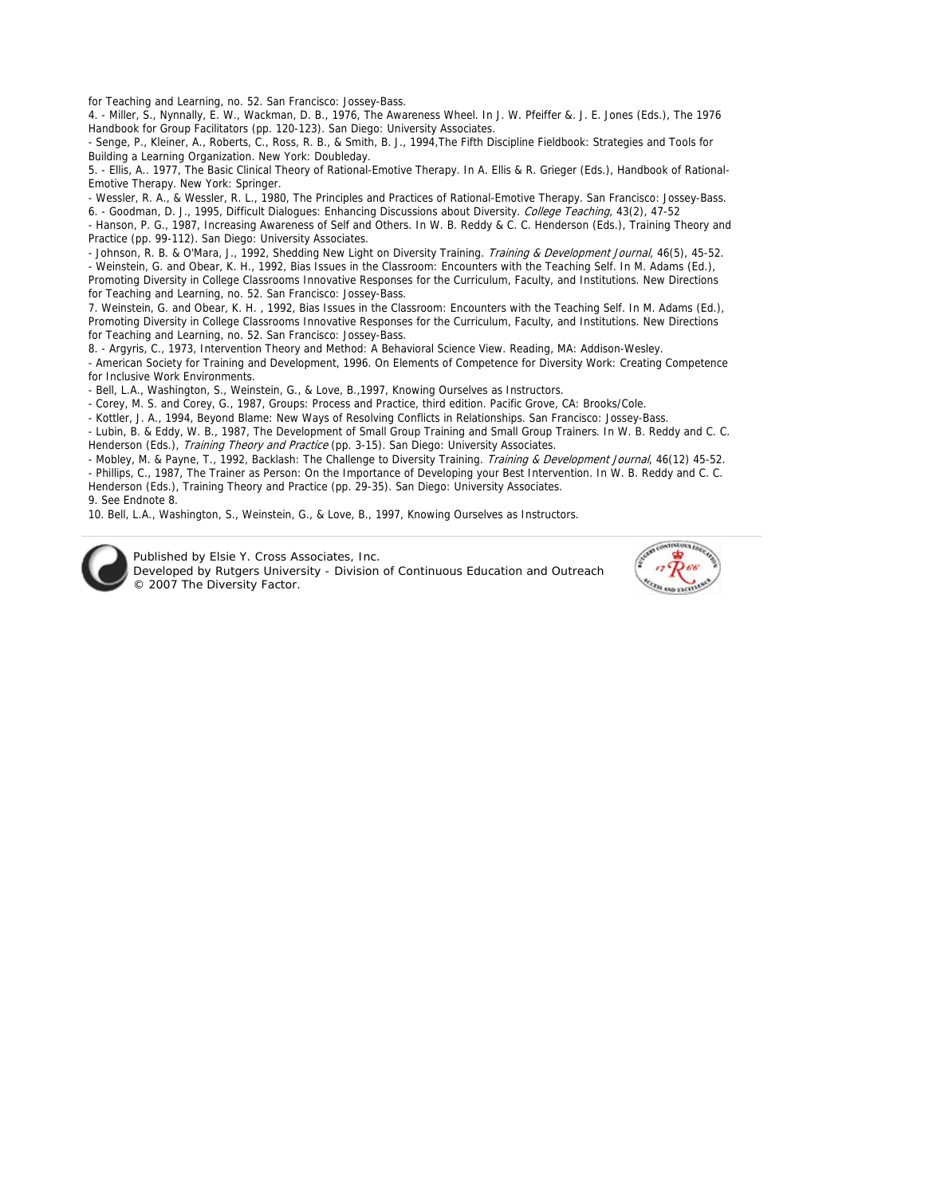for Teaching and Learning, no. 52. San Francisco: Jossey-Bass.

4. - Miller, S., Nynnally, E. W., Wackman, D. B., 1976, The Awareness Wheel. In J. W. Pfeiffer &. J. E. Jones (Eds.), The 1976 Handbook for Group Facilitators (pp. 120-123). San Diego: University Associates.

- Senge, P., Kleiner, A., Roberts, C., Ross, R. B., & Smith, B. J., 1994,The Fifth Discipline Fieldbook: Strategies and Tools for Building a Learning Organization. New York: Doubleday.

5. - Ellis, A.. 1977, The Basic Clinical Theory of Rational-Emotive Therapy. In A. Ellis & R. Grieger (Eds.), Handbook of Rational-Emotive Therapy. New York: Springer.

- Wessler, R. A., & Wessler, R. L., 1980, The Principles and Practices of Rational-Emotive Therapy. San Francisco: Jossey-Bass.

6. - Goodman, D. J., 1995, Difficult Dialogues: Enhancing Discussions about Diversity. *College Teaching*, 43(2), 47-52

- Hanson, P. G., 1987, Increasing Awareness of Self and Others. In W. B. Reddy & C. C. Henderson (Eds.), Training Theory and Practice (pp. 99-112). San Diego: University Associates.

- Johnson, R. B. & O'Mara, J., 1992, Shedding New Light on Diversity Training. *Training & Development Journal*, 46(5), 45-52.

- Weinstein, G. and Obear, K. H., 1992, Bias Issues in the Classroom: Encounters with the Teaching Self. In M. Adams (Ed.), Promoting Diversity in College Classrooms Innovative Responses for the Curriculum, Faculty, and Institutions. New Directions for Teaching and Learning, no. 52. San Francisco: Jossey-Bass.

7. Weinstein, G. and Obear, K. H. , 1992, Bias Issues in the Classroom: Encounters with the Teaching Self. In M. Adams (Ed.), Promoting Diversity in College Classrooms Innovative Responses for the Curriculum, Faculty, and Institutions. New Directions for Teaching and Learning, no. 52. San Francisco: Jossey-Bass.

8. - Argyris, C., 1973, Intervention Theory and Method: A Behavioral Science View. Reading, MA: Addison-Wesley.

- American Society for Training and Development, 1996. On Elements of Competence for Diversity Work: Creating Competence for Inclusive Work Environments.

- Bell, L.A., Washington, S., Weinstein, G., & Love, B.,1997, Knowing Ourselves as Instructors.

- Corey, M. S. and Corey, G., 1987, Groups: Process and Practice, third edition. Pacific Grove, CA: Brooks/Cole.

- Kottler, J. A., 1994, Beyond Blame: New Ways of Resolving Conflicts in Relationships. San Francisco: Jossey-Bass.

- Lubin, B. & Eddy, W. B., 1987, The Development of Small Group Training and Small Group Trainers. In W. B. Reddy and C. C. Henderson (Eds.), *Training Theory and Practice* (pp. 3-15). San Diego: University Associates.

- Mobley, M. & Payne, T., 1992, Backlash: The Challenge to Diversity Training. *Training & Development Journal*, 46(12) 45-52.

- Phillips, C., 1987, The Trainer as Person: On the Importance of Developing your Best Intervention. In W. B. Reddy and C. C. Henderson (Eds.), Training Theory and Practice (pp. 29-35). San Diego: University Associates.

9. See Endnote 8.

10. Bell, L.A., Washington, S., Weinstein, G., & Love, B., 1997, Knowing Ourselves as Instructors.

---

Published by Elsie Y. Cross Associates, Inc.
Developed by Rutgers University - Division of Continuous Education and Outreach
© 2007 The Diversity Factor.